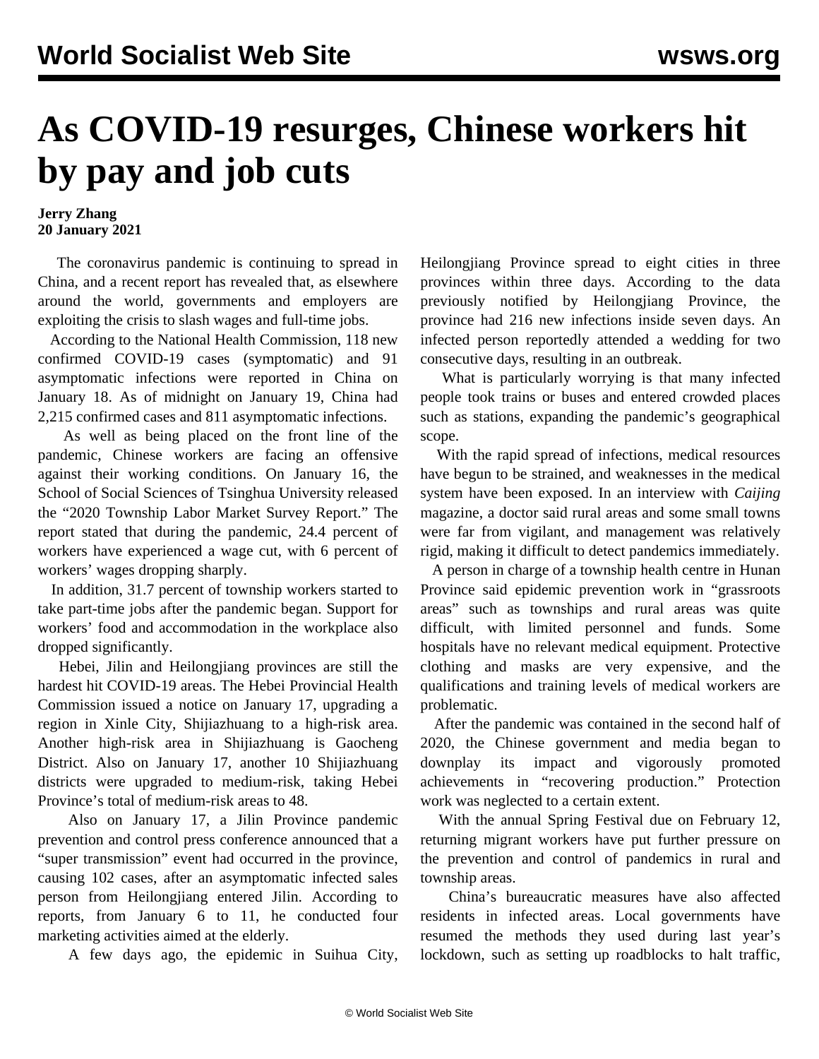# As COVID-19 resurges, Chinese workers hit by pay and job cuts

**Jerry Zhang**
**20 January 2021**

The coronavirus pandemic is continuing to spread in China, and a recent report has revealed that, as elsewhere around the world, governments and employers are exploiting the crisis to slash wages and full-time jobs.

According to the National Health Commission, 118 new confirmed COVID-19 cases (symptomatic) and 91 asymptomatic infections were reported in China on January 18. As of midnight on January 19, China had 2,215 confirmed cases and 811 asymptomatic infections.

As well as being placed on the front line of the pandemic, Chinese workers are facing an offensive against their working conditions. On January 16, the School of Social Sciences of Tsinghua University released the "2020 Township Labor Market Survey Report." The report stated that during the pandemic, 24.4 percent of workers have experienced a wage cut, with 6 percent of workers' wages dropping sharply.

In addition, 31.7 percent of township workers started to take part-time jobs after the pandemic began. Support for workers' food and accommodation in the workplace also dropped significantly.

Hebei, Jilin and Heilongjiang provinces are still the hardest hit COVID-19 areas. The Hebei Provincial Health Commission issued a notice on January 17, upgrading a region in Xinle City, Shijiazhuang to a high-risk area. Another high-risk area in Shijiazhuang is Gaocheng District. Also on January 17, another 10 Shijiazhuang districts were upgraded to medium-risk, taking Hebei Province's total of medium-risk areas to 48.

Also on January 17, a Jilin Province pandemic prevention and control press conference announced that a "super transmission" event had occurred in the province, causing 102 cases, after an asymptomatic infected sales person from Heilongjiang entered Jilin. According to reports, from January 6 to 11, he conducted four marketing activities aimed at the elderly.

A few days ago, the epidemic in Suihua City, Heilongjiang Province spread to eight cities in three provinces within three days. According to the data previously notified by Heilongjiang Province, the province had 216 new infections inside seven days. An infected person reportedly attended a wedding for two consecutive days, resulting in an outbreak.

What is particularly worrying is that many infected people took trains or buses and entered crowded places such as stations, expanding the pandemic's geographical scope.

With the rapid spread of infections, medical resources have begun to be strained, and weaknesses in the medical system have been exposed. In an interview with *Caijing* magazine, a doctor said rural areas and some small towns were far from vigilant, and management was relatively rigid, making it difficult to detect pandemics immediately.

A person in charge of a township health centre in Hunan Province said epidemic prevention work in "grassroots areas" such as townships and rural areas was quite difficult, with limited personnel and funds. Some hospitals have no relevant medical equipment. Protective clothing and masks are very expensive, and the qualifications and training levels of medical workers are problematic.

After the pandemic was contained in the second half of 2020, the Chinese government and media began to downplay its impact and vigorously promoted achievements in "recovering production." Protection work was neglected to a certain extent.

With the annual Spring Festival due on February 12, returning migrant workers have put further pressure on the prevention and control of pandemics in rural and township areas.

China's bureaucratic measures have also affected residents in infected areas. Local governments have resumed the methods they used during last year's lockdown, such as setting up roadblocks to halt traffic,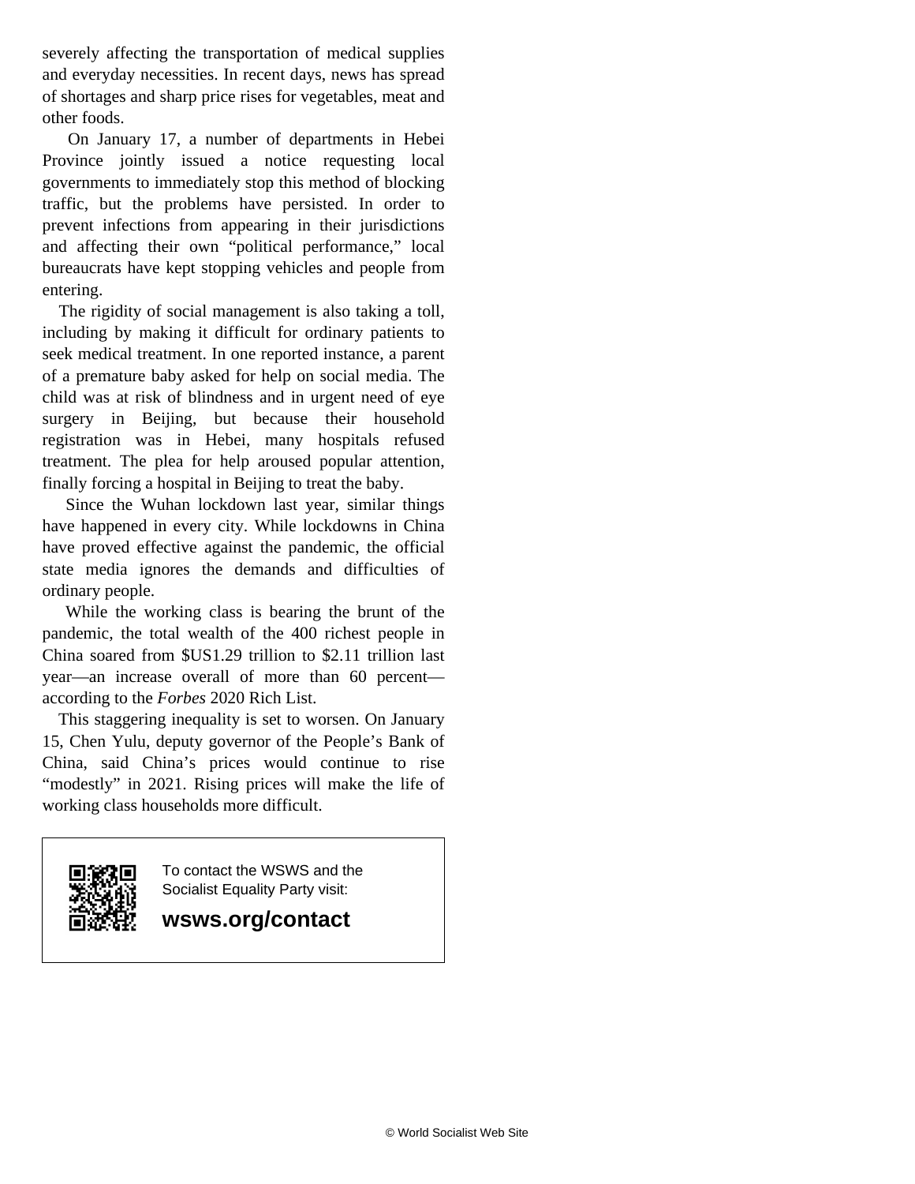severely affecting the transportation of medical supplies and everyday necessities. In recent days, news has spread of shortages and sharp price rises for vegetables, meat and other foods.

On January 17, a number of departments in Hebei Province jointly issued a notice requesting local governments to immediately stop this method of blocking traffic, but the problems have persisted. In order to prevent infections from appearing in their jurisdictions and affecting their own "political performance," local bureaucrats have kept stopping vehicles and people from entering.

The rigidity of social management is also taking a toll, including by making it difficult for ordinary patients to seek medical treatment. In one reported instance, a parent of a premature baby asked for help on social media. The child was at risk of blindness and in urgent need of eye surgery in Beijing, but because their household registration was in Hebei, many hospitals refused treatment. The plea for help aroused popular attention, finally forcing a hospital in Beijing to treat the baby.

Since the Wuhan lockdown last year, similar things have happened in every city. While lockdowns in China have proved effective against the pandemic, the official state media ignores the demands and difficulties of ordinary people.

While the working class is bearing the brunt of the pandemic, the total wealth of the 400 richest people in China soared from $US1.29 trillion to $2.11 trillion last year—an increase overall of more than 60 percent—according to the *Forbes* 2020 Rich List.

This staggering inequality is set to worsen. On January 15, Chen Yulu, deputy governor of the People's Bank of China, said China's prices would continue to rise "modestly" in 2021. Rising prices will make the life of working class households more difficult.

To contact the WSWS and the Socialist Equality Party visit:

**wsws.org/contact**